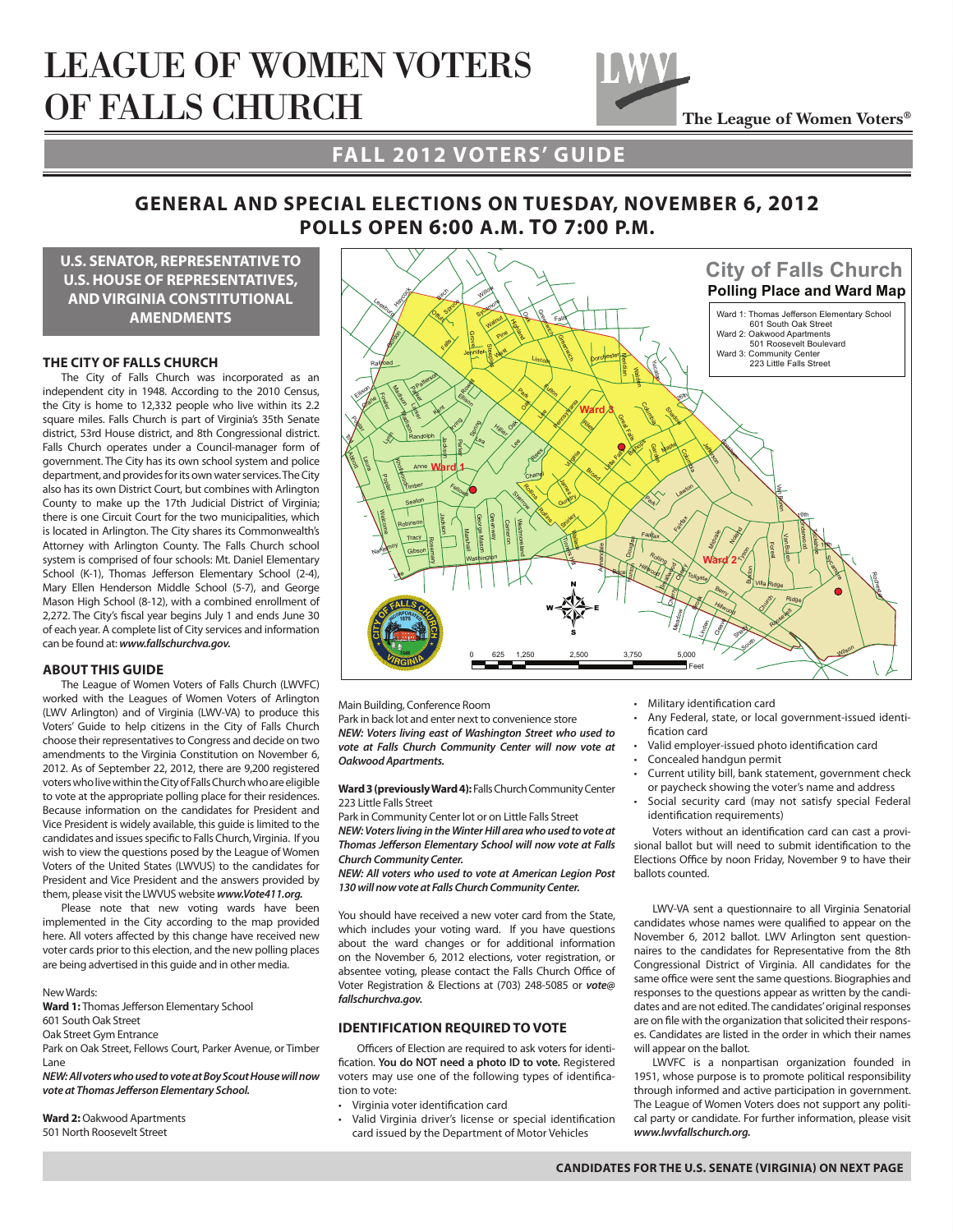# LEAGUE OF WOMEN VOTERS OF FALLS CHURCH

The League of Women Voters®

## FALL 2012 VOTERS' GUIDE

## GENERAL AND SPECIAL ELECTIONS ON TUESDAY, NOVEMBER 6, 2012
## POLLS OPEN 6:00 A.M. TO 7:00 P.M.

### U.S. SENATOR, REPRESENTATIVE TO U.S. HOUSE OF REPRESENTATIVES, AND VIRGINIA CONSTITUTIONAL AMENDMENTS

### THE CITY OF FALLS CHURCH

The City of Falls Church was incorporated as an independent city in 1948. According to the 2010 Census, the City is home to 12,332 people who live within its 2.2 square miles. Falls Church is part of Virginia's 35th Senate district, 53rd House district, and 8th Congressional district. Falls Church operates under a Council-manager form of government. The City has its own school system and police department, and provides for its own water services. The City also has its own District Court, but combines with Arlington County to make up the 17th Judicial District of Virginia; there is one Circuit Court for the two municipalities, which is located in Arlington. The City shares its Commonwealth's Attorney with Arlington County. The Falls Church school system is comprised of four schools: Mt. Daniel Elementary School (K-1), Thomas Jefferson Elementary School (2-4), Mary Ellen Henderson Middle School (5-7), and George Mason High School (8-12), with a combined enrollment of 2,272. The City's fiscal year begins July 1 and ends June 30 of each year. A complete list of City services and information can be found at: ***www.fallschurchva.gov.***

### ABOUT THIS GUIDE

The League of Women Voters of Falls Church (LWVFC) worked with the Leagues of Women Voters of Arlington (LWV Arlington) and of Virginia (LWV-VA) to produce this Voters' Guide to help citizens in the City of Falls Church choose their representatives to Congress and decide on two amendments to the Virginia Constitution on November 6, 2012. As of September 22, 2012, there are 9,200 registered voters who live within the City of Falls Church who are eligible to vote at the appropriate polling place for their residences. Because information on the candidates for President and Vice President is widely available, this guide is limited to the candidates and issues specific to Falls Church, Virginia. If you wish to view the questions posed by the League of Women Voters of the United States (LWVUS) to the candidates for President and Vice President and the answers provided by them, please visit the LWVUS website ***www.Vote411.org.***

Please note that new voting wards have been implemented in the City according to the map provided here. All voters affected by this change have received new voter cards prior to this election, and the new polling places are being advertised in this guide and in other media.

**City of Falls Church Polling Place and Ward Map**

Ward 1: Thomas Jefferson Elementary School, 601 South Oak Street
Ward 2: Oakwood Apartments, 501 Roosevelt Boulevard
Ward 3: Community Center, 223 Little Falls Street

New Wards:

**Ward 1:** Thomas Jefferson Elementary School
601 South Oak Street
Oak Street Gym Entrance
Park on Oak Street, Fellows Court, Parker Avenue, or Timber Lane
***NEW: All voters who used to vote at Boy Scout House will now vote at Thomas Jefferson Elementary School.***

**Ward 2:** Oakwood Apartments
501 North Roosevelt Street
Main Building, Conference Room
Park in back lot and enter next to convenience store
***NEW: Voters living east of Washington Street who used to vote at Falls Church Community Center will now vote at Oakwood Apartments.***

**Ward 3 (previously Ward 4):** Falls Church Community Center
223 Little Falls Street
Park in Community Center lot or on Little Falls Street
***NEW: Voters living in the Winter Hill area who used to vote at Thomas Jefferson Elementary School will now vote at Falls Church Community Center.***
***NEW: All voters who used to vote at American Legion Post 130 will now vote at Falls Church Community Center.***

You should have received a new voter card from the State, which includes your voting ward. If you have questions about the ward changes or for additional information on the November 6, 2012 elections, voter registration, or absentee voting, please contact the Falls Church Office of Voter Registration & Elections at (703) 248-5085 or ***vote@fallschurchva.gov.***

### IDENTIFICATION REQUIRED TO VOTE

Officers of Election are required to ask voters for identification. **You do NOT need a photo ID to vote.** Registered voters may use one of the following types of identification to vote:

- Virginia voter identification card
- Valid Virginia driver's license or special identification card issued by the Department of Motor Vehicles
- Military identification card
- Any Federal, state, or local government-issued identification card
- Valid employer-issued photo identification card
- Concealed handgun permit
- Current utility bill, bank statement, government check or paycheck showing the voter's name and address
- Social security card (may not satisfy special Federal identification requirements)

Voters without an identification card can cast a provisional ballot but will need to submit identification to the Elections Office by noon Friday, November 9 to have their ballots counted.

LWV-VA sent a questionnaire to all Virginia Senatorial candidates whose names were qualified to appear on the November 6, 2012 ballot. LWV Arlington sent questionnaires to the candidates for Representative from the 8th Congressional District of Virginia. All candidates for the same office were sent the same questions. Biographies and responses to the questions appear as written by the candidates and are not edited. The candidates' original responses are on file with the organization that solicited their responses. Candidates are listed in the order in which their names will appear on the ballot.

LWVFC is a nonpartisan organization founded in 1951, whose purpose is to promote political responsibility through informed and active participation in government. The League of Women Voters does not support any political party or candidate. For further information, please visit ***www.lwvfallschurch.org.***

**CANDIDATES FOR THE U.S. SENATE (VIRGINIA) ON NEXT PAGE**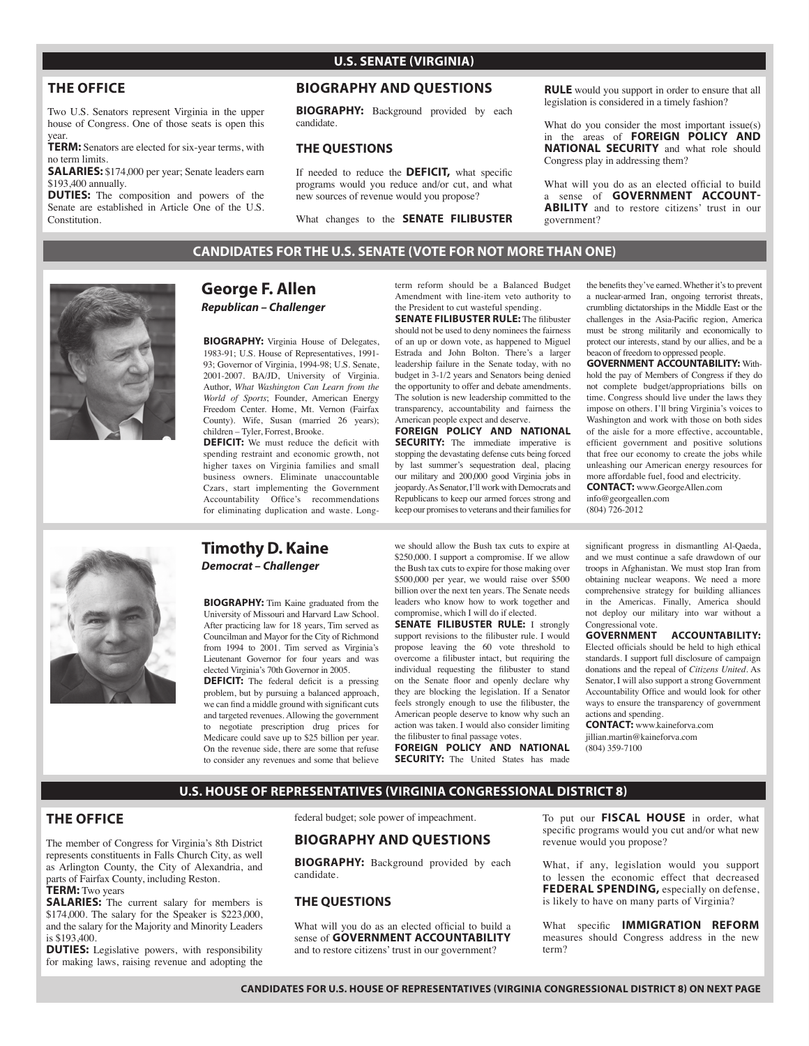## U.S. SENATE (VIRGINIA)

### THE OFFICE

Two U.S. Senators represent Virginia in the upper house of Congress. One of those seats is open this year.

**TERM:** Senators are elected for six-year terms, with no term limits.

**SALARIES:** $174,000 per year; Senate leaders earn $193,400 annually.

**DUTIES:** The composition and powers of the Senate are established in Article One of the U.S. Constitution.

### BIOGRAPHY AND QUESTIONS

**BIOGRAPHY:** Background provided by each candidate.

### THE QUESTIONS

If needed to reduce the **DEFICIT,** what specific programs would you reduce and/or cut, and what new sources of revenue would you propose?

What changes to the **SENATE FILIBUSTER RULE** would you support in order to ensure that all legislation is considered in a timely fashion?

What do you consider the most important issue(s) in the areas of **FOREIGN POLICY AND NATIONAL SECURITY** and what role should Congress play in addressing them?

What will you do as an elected official to build a sense of **GOVERNMENT ACCOUNTABILITY** and to restore citizens' trust in our government?

## CANDIDATES FOR THE U.S. SENATE (VOTE FOR NOT MORE THAN ONE)

### George F. Allen

***Republican – Challenger***

**BIOGRAPHY:** Virginia House of Delegates, 1983-91; U.S. House of Representatives, 1991-93; Governor of Virginia, 1994-98; U.S. Senate, 2001-2007. BA/JD, University of Virginia. Author, *What Washington Can Learn from the World of Sports*; Founder, American Energy Freedom Center. Home, Mt. Vernon (Fairfax County). Wife, Susan (married 26 years); children – Tyler, Forrest, Brooke.

**DEFICIT:** We must reduce the deficit with spending restraint and economic growth, not higher taxes on Virginia families and small business owners. Eliminate unaccountable Czars, start implementing the Government Accountability Office's recommendations for eliminating duplication and waste. Long-term reform should be a Balanced Budget Amendment with line-item veto authority to the President to cut wasteful spending.

**SENATE FILIBUSTER RULE:** The filibuster should not be used to deny nominees the fairness of an up or down vote, as happened to Miguel Estrada and John Bolton. There's a larger leadership failure in the Senate today, with no budget in 3-1/2 years and Senators being denied the opportunity to offer and debate amendments. The solution is new leadership committed to the transparency, accountability and fairness the American people expect and deserve.

**FOREIGN POLICY AND NATIONAL SECURITY:** The immediate imperative is stopping the devastating defense cuts being forced by last summer's sequestration deal, placing our military and 200,000 good Virginia jobs in jeopardy. As Senator, I'll work with Democrats and Republicans to keep our armed forces strong and keep our promises to veterans and their families for the benefits they've earned. Whether it's to prevent a nuclear-armed Iran, ongoing terrorist threats, crumbling dictatorships in the Middle East or the challenges in the Asia-Pacific region, America must be strong militarily and economically to protect our interests, stand by our allies, and be a beacon of freedom to oppressed people.

**GOVERNMENT ACCOUNTABILITY:** Withhold the pay of Members of Congress if they do not complete budget/appropriations bills on time. Congress should live under the laws they impose on others. I'll bring Virginia's voices to Washington and work with those on both sides of the aisle for a more effective, accountable, efficient government and positive solutions that free our economy to create the jobs while unleashing our American energy resources for more affordable fuel, food and electricity.

**CONTACT:** www.GeorgeAllen.com
info@georgeallen.com
(804) 726-2012

### Timothy D. Kaine

***Democrat – Challenger***

**BIOGRAPHY:** Tim Kaine graduated from the University of Missouri and Harvard Law School. After practicing law for 18 years, Tim served as Councilman and Mayor for the City of Richmond from 1994 to 2001. Tim served as Virginia's Lieutenant Governor for four years and was elected Virginia's 70th Governor in 2005.

**DEFICIT:** The federal deficit is a pressing problem, but by pursuing a balanced approach, we can find a middle ground with significant cuts and targeted revenues. Allowing the government to negotiate prescription drug prices for Medicare could save up to $25 billion per year. On the revenue side, there are some that refuse to consider any revenues and some that believe we should allow the Bush tax cuts to expire at $250,000. I support a compromise. If we allow the Bush tax cuts to expire for those making over $500,000 per year, we would raise over $500 billion over the next ten years. The Senate needs leaders who know how to work together and compromise, which I will do if elected.

**SENATE FILIBUSTER RULE:** I strongly support revisions to the filibuster rule. I would propose leaving the 60 vote threshold to overcome a filibuster intact, but requiring the individual requesting the filibuster to stand on the Senate floor and openly declare why they are blocking the legislation. If a Senator feels strongly enough to use the filibuster, the American people deserve to know why such an action was taken. I would also consider limiting the filibuster to final passage votes.

**FOREIGN POLICY AND NATIONAL SECURITY:** The United States has made significant progress in dismantling Al-Qaeda, and we must continue a safe drawdown of our troops in Afghanistan. We must stop Iran from obtaining nuclear weapons. We need a more comprehensive strategy for building alliances in the Americas. Finally, America should not deploy our military into war without a Congressional vote.

**GOVERNMENT ACCOUNTABILITY:** Elected officials should be held to high ethical standards. I support full disclosure of campaign donations and the repeal of *Citizens United*. As Senator, I will also support a strong Government Accountability Office and would look for other ways to ensure the transparency of government actions and spending.

**CONTACT:** www.kaineforva.com
jillian.martin@kaineforva.com
(804) 359-7100

## U.S. HOUSE OF REPRESENTATIVES (VIRGINIA CONGRESSIONAL DISTRICT 8)

### THE OFFICE

The member of Congress for Virginia's 8th District represents constituents in Falls Church City, as well as Arlington County, the City of Alexandria, and parts of Fairfax County, including Reston.

**TERM:** Two years

**SALARIES:** The current salary for members is $174,000. The salary for the Speaker is $223,000, and the salary for the Majority and Minority Leaders is $193,400.

**DUTIES:** Legislative powers, with responsibility for making laws, raising revenue and adopting the federal budget; sole power of impeachment.

### BIOGRAPHY AND QUESTIONS

**BIOGRAPHY:** Background provided by each candidate.

### THE QUESTIONS

What will you do as an elected official to build a sense of **GOVERNMENT ACCOUNTABILITY** and to restore citizens' trust in our government?

To put our **FISCAL HOUSE** in order, what specific programs would you cut and/or what new revenue would you propose?

What, if any, legislation would you support to lessen the economic effect that decreased **FEDERAL SPENDING,** especially on defense, is likely to have on many parts of Virginia?

What specific **IMMIGRATION REFORM** measures should Congress address in the new term?

**CANDIDATES FOR U.S. HOUSE OF REPRESENTATIVES (VIRGINIA CONGRESSIONAL DISTRICT 8) ON NEXT PAGE**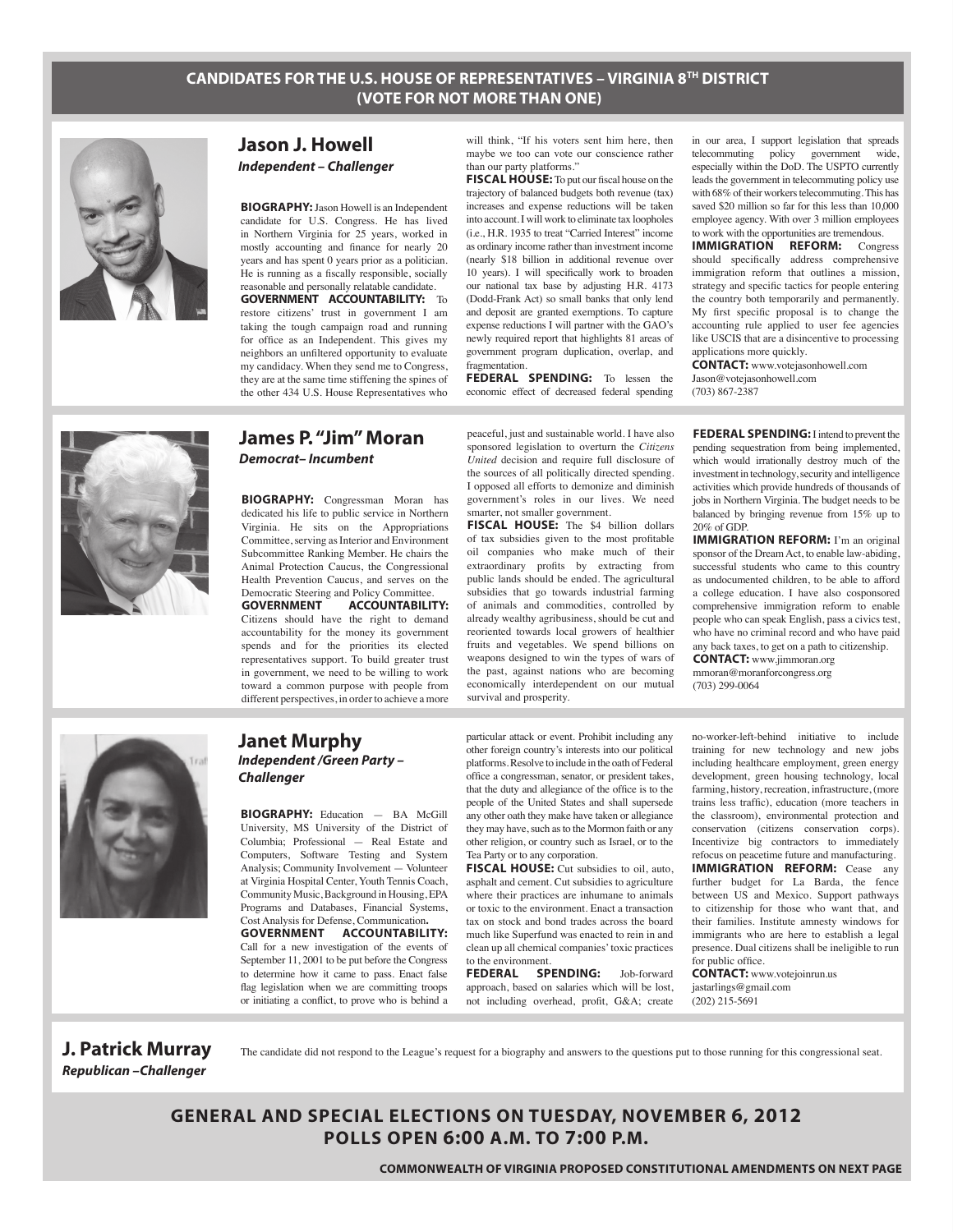## CANDIDATES FOR THE U.S. HOUSE OF REPRESENTATIVES – VIRGINIA 8TH DISTRICT (VOTE FOR NOT MORE THAN ONE)

### Jason J. Howell
***Independent – Challenger***

**BIOGRAPHY:** Jason Howell is an Independent candidate for U.S. Congress. He has lived in Northern Virginia for 25 years, worked in mostly accounting and finance for nearly 20 years and has spent 0 years prior as a politician. He is running as a fiscally responsible, socially reasonable and personally relatable candidate.

**GOVERNMENT ACCOUNTABILITY:** To restore citizens' trust in government I am taking the tough campaign road and running for office as an Independent. This gives my neighbors an unfiltered opportunity to evaluate my candidacy. When they send me to Congress, they are at the same time stiffening the spines of the other 434 U.S. House Representatives who will think, "If his voters sent him here, then maybe we too can vote our conscience rather than our party platforms."

**FISCAL HOUSE:** To put our fiscal house on the trajectory of balanced budgets both revenue (tax) increases and expense reductions will be taken into account. I will work to eliminate tax loopholes (i.e., H.R. 1935 to treat "Carried Interest" income as ordinary income rather than investment income (nearly $18 billion in additional revenue over 10 years). I will specifically work to broaden our national tax base by adjusting H.R. 4173 (Dodd-Frank Act) so small banks that only lend and deposit are granted exemptions. To capture expense reductions I will partner with the GAO's newly required report that highlights 81 areas of government program duplication, overlap, and fragmentation.

**FEDERAL SPENDING:** To lessen the economic effect of decreased federal spending in our area, I support legislation that spreads telecommuting policy government wide, especially within the DoD. The USPTO currently leads the government in telecommuting policy use with 68% of their workers telecommuting. This has saved $20 million so far for this less than 10,000 employee agency. With over 3 million employees to work with the opportunities are tremendous.

**IMMIGRATION REFORM:** Congress should specifically address comprehensive immigration reform that outlines a mission, strategy and specific tactics for people entering the country both temporarily and permanently. My first specific proposal is to change the accounting rule applied to user fee agencies like USCIS that are a disincentive to processing applications more quickly.

**CONTACT:** www.votejasonhowell.com
Jason@votejasonhowell.com
(703) 867-2387

### James P. "Jim" Moran
***Democrat– Incumbent***

**BIOGRAPHY:** Congressman Moran has dedicated his life to public service in Northern Virginia. He sits on the Appropriations Committee, serving as Interior and Environment Subcommittee Ranking Member. He chairs the Animal Protection Caucus, the Congressional Health Prevention Caucus, and serves on the Democratic Steering and Policy Committee.

**GOVERNMENT ACCOUNTABILITY:** Citizens should have the right to demand accountability for the money its government spends and for the priorities its elected representatives support. To build greater trust in government, we need to be willing to work toward a common purpose with people from different perspectives, in order to achieve a more peaceful, just and sustainable world. I have also sponsored legislation to overturn the *Citizens United* decision and require full disclosure of the sources of all politically directed spending. I opposed all efforts to demonize and diminish government's roles in our lives. We need smarter, not smaller government.

**FISCAL HOUSE:** The $4 billion dollars of tax subsidies given to the most profitable oil companies who make much of their extraordinary profits by extracting from public lands should be ended. The agricultural subsidies that go towards industrial farming of animals and commodities, controlled by already wealthy agribusiness, should be cut and reoriented towards local growers of healthier fruits and vegetables. We spend billions on weapons designed to win the types of wars of the past, against nations who are becoming economically interdependent on our mutual survival and prosperity.

**FEDERAL SPENDING:** I intend to prevent the pending sequestration from being implemented, which would irrationally destroy much of the investment in technology, security and intelligence activities which provide hundreds of thousands of jobs in Northern Virginia. The budget needs to be balanced by bringing revenue from 15% up to 20% of GDP.

**IMMIGRATION REFORM:** I'm an original sponsor of the Dream Act, to enable law-abiding, successful students who came to this country as undocumented children, to be able to afford a college education. I have also cosponsored comprehensive immigration reform to enable people who can speak English, pass a civics test, who have no criminal record and who have paid any back taxes, to get on a path to citizenship.

**CONTACT:** www.jimmoran.org
mmoran@moranforcongress.org
(703) 299-0064

### Janet Murphy
***Independent /Green Party – Challenger***

**BIOGRAPHY:** Education — BA McGill University, MS University of the District of Columbia; Professional — Real Estate and Computers, Software Testing and System Analysis; Community Involvement — Volunteer at Virginia Hospital Center, Youth Tennis Coach, Community Music, Background in Housing, EPA Programs and Databases, Financial Systems, Cost Analysis for Defense, Communication**.**

**GOVERNMENT ACCOUNTABILITY:** Call for a new investigation of the events of September 11, 2001 to be put before the Congress to determine how it came to pass. Enact false flag legislation when we are committing troops or initiating a conflict, to prove who is behind a particular attack or event. Prohibit including any other foreign country's interests into our political platforms. Resolve to include in the oath of Federal office a congressman, senator, or president takes, that the duty and allegiance of the office is to the people of the United States and shall supersede any other oath they make have taken or allegiance they may have, such as to the Mormon faith or any other religion, or country such as Israel, or to the Tea Party or to any corporation.

**FISCAL HOUSE:** Cut subsidies to oil, auto, asphalt and cement. Cut subsidies to agriculture where their practices are inhumane to animals or toxic to the environment. Enact a transaction tax on stock and bond trades across the board much like Superfund was enacted to rein in and clean up all chemical companies' toxic practices to the environment.

**FEDERAL SPENDING:** Job-forward approach, based on salaries which will be lost, not including overhead, profit, G&A; create no-worker-left-behind initiative to include training for new technology and new jobs including healthcare employment, green energy development, green housing technology, local farming, history, recreation, infrastructure, (more trains less traffic), education (more teachers in the classroom), environmental protection and conservation (citizens conservation corps). Incentivize big contractors to immediately refocus on peacetime future and manufacturing.

**IMMIGRATION REFORM:** Cease any further budget for La Barda, the fence between US and Mexico. Support pathways to citizenship for those who want that, and their families. Institute amnesty windows for immigrants who are here to establish a legal presence. Dual citizens shall be ineligible to run for public office.

**CONTACT:** www.votejoinrun.us
jastarlings@gmail.com
(202) 215-5691

### J. Patrick Murray
***Republican –Challenger***

The candidate did not respond to the League's request for a biography and answers to the questions put to those running for this congressional seat.

## GENERAL AND SPECIAL ELECTIONS ON TUESDAY, NOVEMBER 6, 2012
## POLLS OPEN 6:00 A.M. TO 7:00 P.M.

**COMMONWEALTH OF VIRGINIA PROPOSED CONSTITUTIONAL AMENDMENTS ON NEXT PAGE**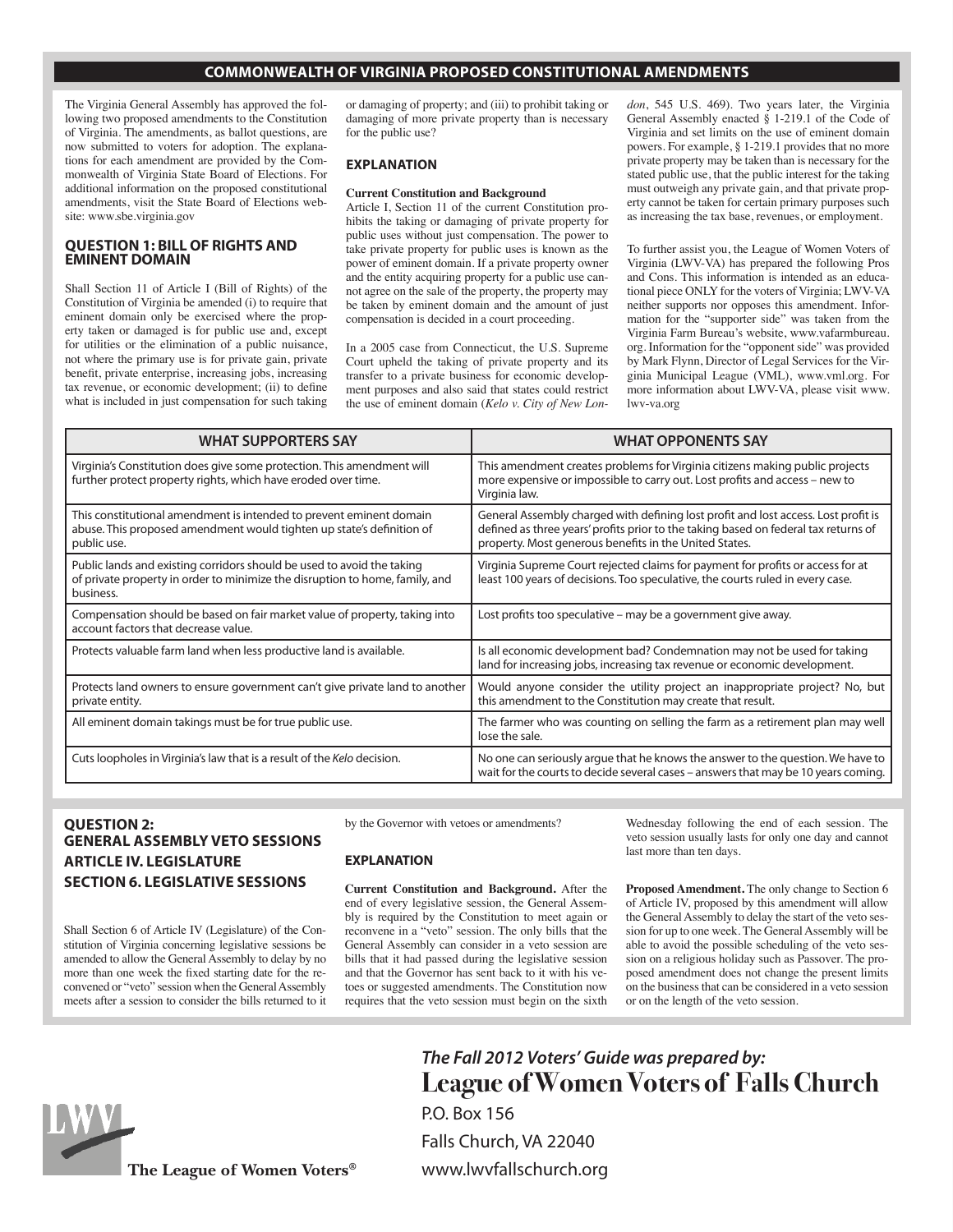## COMMONWEALTH OF VIRGINIA PROPOSED CONSTITUTIONAL AMENDMENTS

The Virginia General Assembly has approved the following two proposed amendments to the Constitution of Virginia. The amendments, as ballot questions, are now submitted to voters for adoption. The explanations for each amendment are provided by the Commonwealth of Virginia State Board of Elections. For additional information on the proposed constitutional amendments, visit the State Board of Elections website: www.sbe.virginia.gov

### QUESTION 1: BILL OF RIGHTS AND EMINENT DOMAIN

Shall Section 11 of Article I (Bill of Rights) of the Constitution of Virginia be amended (i) to require that eminent domain only be exercised where the property taken or damaged is for public use and, except for utilities or the elimination of a public nuisance, not where the primary use is for private gain, private benefit, private enterprise, increasing jobs, increasing tax revenue, or economic development; (ii) to define what is included in just compensation for such taking or damaging of property; and (iii) to prohibit taking or damaging of more private property than is necessary for the public use?

#### EXPLANATION

**Current Constitution and Background**
Article I, Section 11 of the current Constitution prohibits the taking or damaging of private property for public uses without just compensation. The power to take private property for public uses is known as the power of eminent domain. If a private property owner and the entity acquiring property for a public use cannot agree on the sale of the property, the property may be taken by eminent domain and the amount of just compensation is decided in a court proceeding.

In a 2005 case from Connecticut, the U.S. Supreme Court upheld the taking of private property and its transfer to a private business for economic development purposes and also said that states could restrict the use of eminent domain (*Kelo v. City of New London*, 545 U.S. 469). Two years later, the Virginia General Assembly enacted § 1-219.1 of the Code of Virginia and set limits on the use of eminent domain powers. For example, § 1-219.1 provides that no more private property may be taken than is necessary for the stated public use, that the public interest for the taking must outweigh any private gain, and that private property cannot be taken for certain primary purposes such as increasing the tax base, revenues, or employment.

To further assist you, the League of Women Voters of Virginia (LWV-VA) has prepared the following Pros and Cons. This information is intended as an educational piece ONLY for the voters of Virginia; LWV-VA neither supports nor opposes this amendment. Information for the "supporter side" was taken from the Virginia Farm Bureau's website, www.vafarmbureau.org. Information for the "opponent side" was provided by Mark Flynn, Director of Legal Services for the Virginia Municipal League (VML), www.vml.org. For more information about LWV-VA, please visit www.lwv-va.org

| WHAT SUPPORTERS SAY | WHAT OPPONENTS SAY |
|---|---|
| Virginia's Constitution does give some protection. This amendment will further protect property rights, which have eroded over time. | This amendment creates problems for Virginia citizens making public projects more expensive or impossible to carry out. Lost profits and access – new to Virginia law. |
| This constitutional amendment is intended to prevent eminent domain abuse. This proposed amendment would tighten up state's definition of public use. | General Assembly charged with defining lost profit and lost access. Lost profit is defined as three years' profits prior to the taking based on federal tax returns of property. Most generous benefits in the United States. |
| Public lands and existing corridors should be used to avoid the taking of private property in order to minimize the disruption to home, family, and business. | Virginia Supreme Court rejected claims for payment for profits or access for at least 100 years of decisions. Too speculative, the courts ruled in every case. |
| Compensation should be based on fair market value of property, taking into account factors that decrease value. | Lost profits too speculative – may be a government give away. |
| Protects valuable farm land when less productive land is available. | Is all economic development bad? Condemnation may not be used for taking land for increasing jobs, increasing tax revenue or economic development. |
| Protects land owners to ensure government can't give private land to another private entity. | Would anyone consider the utility project an inappropriate project? No, but this amendment to the Constitution may create that result. |
| All eminent domain takings must be for true public use. | The farmer who was counting on selling the farm as a retirement plan may well lose the sale. |
| Cuts loopholes in Virginia's law that is a result of the *Kelo* decision. | No one can seriously argue that he knows the answer to the question. We have to wait for the courts to decide several cases – answers that may be 10 years coming. |

### QUESTION 2: GENERAL ASSEMBLY VETO SESSIONS ARTICLE IV. LEGISLATURE SECTION 6. LEGISLATIVE SESSIONS

Shall Section 6 of Article IV (Legislature) of the Constitution of Virginia concerning legislative sessions be amended to allow the General Assembly to delay by no more than one week the fixed starting date for the reconvened or "veto" session when the General Assembly meets after a session to consider the bills returned to it by the Governor with vetoes or amendments?

#### EXPLANATION

**Current Constitution and Background.** After the end of every legislative session, the General Assembly is required by the Constitution to meet again or reconvene in a "veto" session. The only bills that the General Assembly can consider in a veto session are bills that it had passed during the legislative session and that the Governor has sent back to it with his vetoes or suggested amendments. The Constitution now requires that the veto session must begin on the sixth Wednesday following the end of each session. The veto session usually lasts for only one day and cannot last more than ten days.

**Proposed Amendment.** The only change to Section 6 of Article IV, proposed by this amendment will allow the General Assembly to delay the start of the veto session for up to one week. The General Assembly will be able to avoid the possible scheduling of the veto session on a religious holiday such as Passover. The proposed amendment does not change the present limits on the business that can be considered in a veto session or on the length of the veto session.

*The Fall 2012 Voters' Guide was prepared by:*
**League of Women Voters of Falls Church**
P.O. Box 156
Falls Church, VA 22040
www.lwvfallschurch.org

LWV
The League of Women Voters®